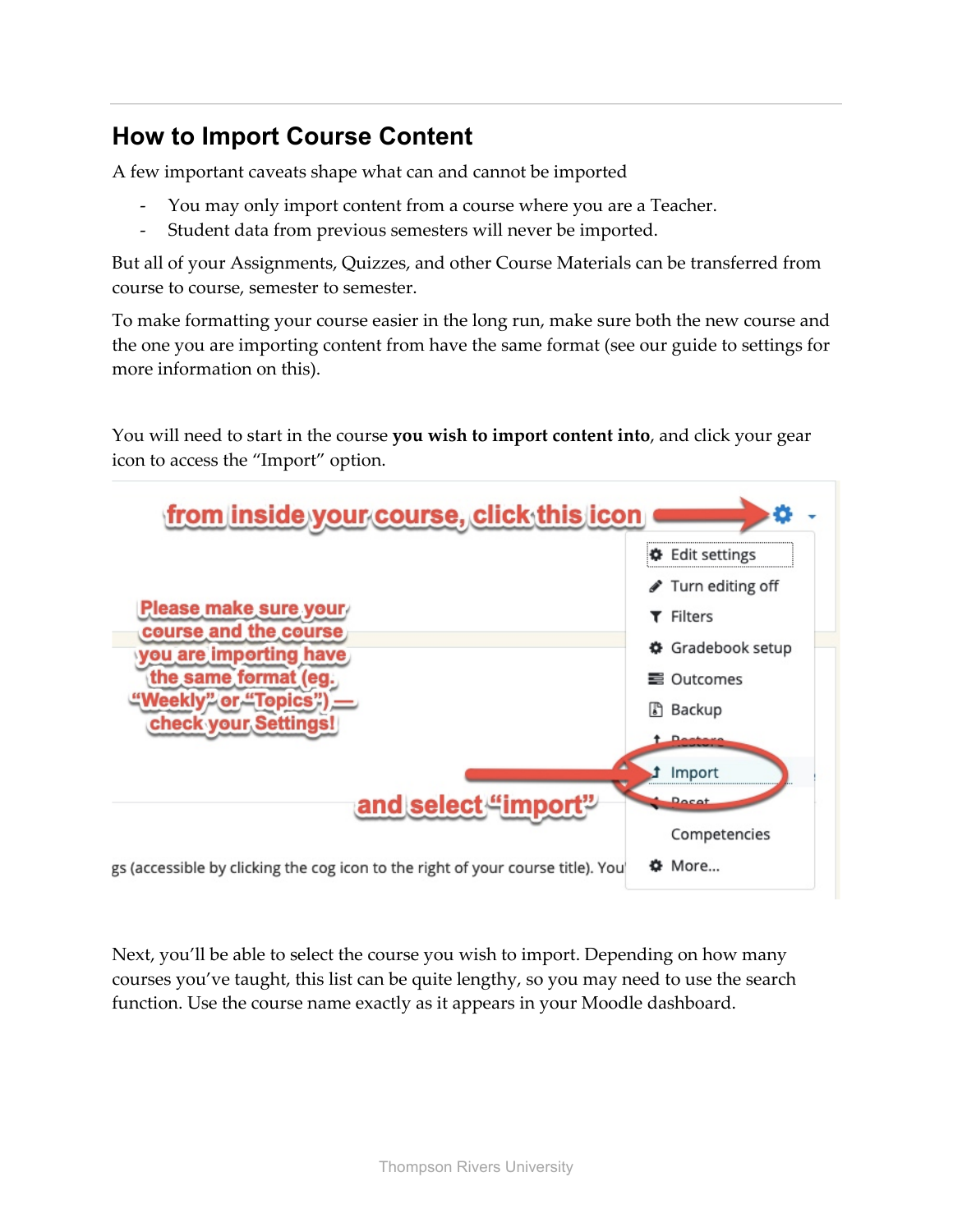## How to Import Course Content

A few important caveats shape what can and cannot be imported

- You may only import content from a course where you are a Teacher.
- Student data from previous semesters will never be imported.

But all of your Assignments, Quizzes, and other Course Materials can be transferred from course to course, semester to semester.

To make formatting your course easier in the long run, make sure both the new course and the one you are importing content from have the same format (see our guide to settings for more information on this).

You will need to start in the course **you wish to import content into**, and click your gear icon to access the "Import" option.

Next, you'll be able to select the course you wish to import. Depending on how many courses you've taught, this list can be quite lengthy, so you may need to use the search function. Use the course name exactly as it appears in your Moodle dashboard.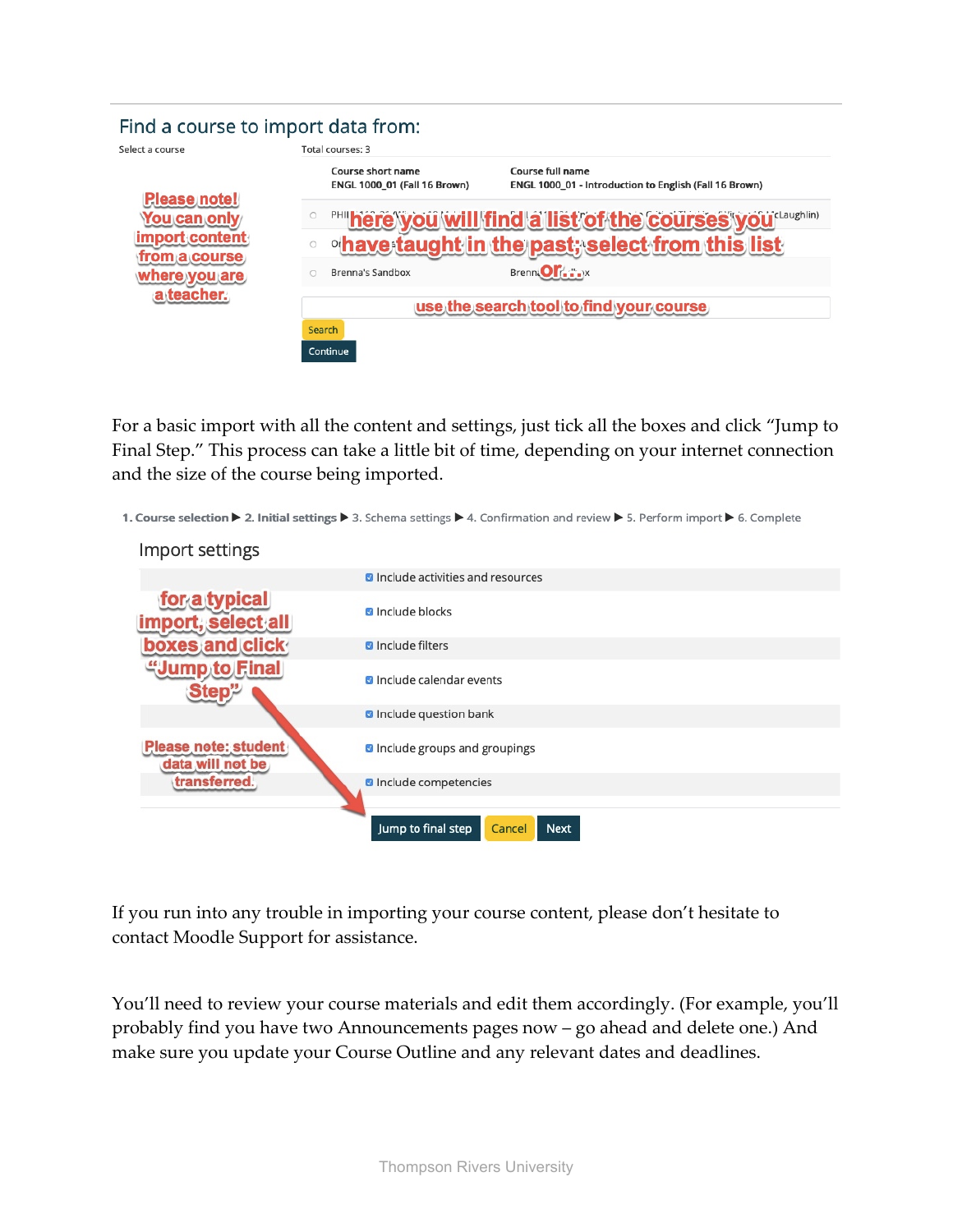## Find a course to import data from:

Select a course

Total courses: 3

| | Course short name | Course full name |
|---|---|---|
| | ENGL 1000_01 (Fall 16 Brown) | ENGL 1000_01 - Introduction to English (Fall 16 Brown) |
| ○ | PHI... | ...cLaughlin) |
| ○ | O... | |
| ○ | Brenna's Sandbox | Brenn...x |

Please note! You can only import content from a course where you are a teacher.

here you will find a list of the courses you have taught in the past; select from this list

or...

use the search tool to find your course

Search

Continue

For a basic import with all the content and settings, just tick all the boxes and click "Jump to Final Step." This process can take a little bit of time, depending on your internet connection and the size of the course being imported.

**1. Course selection ▶ 2. Initial settings** ▶ 3. Schema settings ▶ 4. Confirmation and review ▶ 5. Perform import ▶ 6. Complete

### Import settings

- ☑ Include activities and resources
- ☑ Include blocks
- ☑ Include filters
- ☑ Include calendar events
- ☑ Include question bank
- ☑ Include groups and groupings
- ☑ Include competencies

for a typical import, select all boxes and click "Jump to Final Step"

Please note: student data will not be transferred.

Jump to final step | Cancel | Next

If you run into any trouble in importing your course content, please don't hesitate to contact Moodle Support for assistance.

You'll need to review your course materials and edit them accordingly. (For example, you'll probably find you have two Announcements pages now – go ahead and delete one.) And make sure you update your Course Outline and any relevant dates and deadlines.